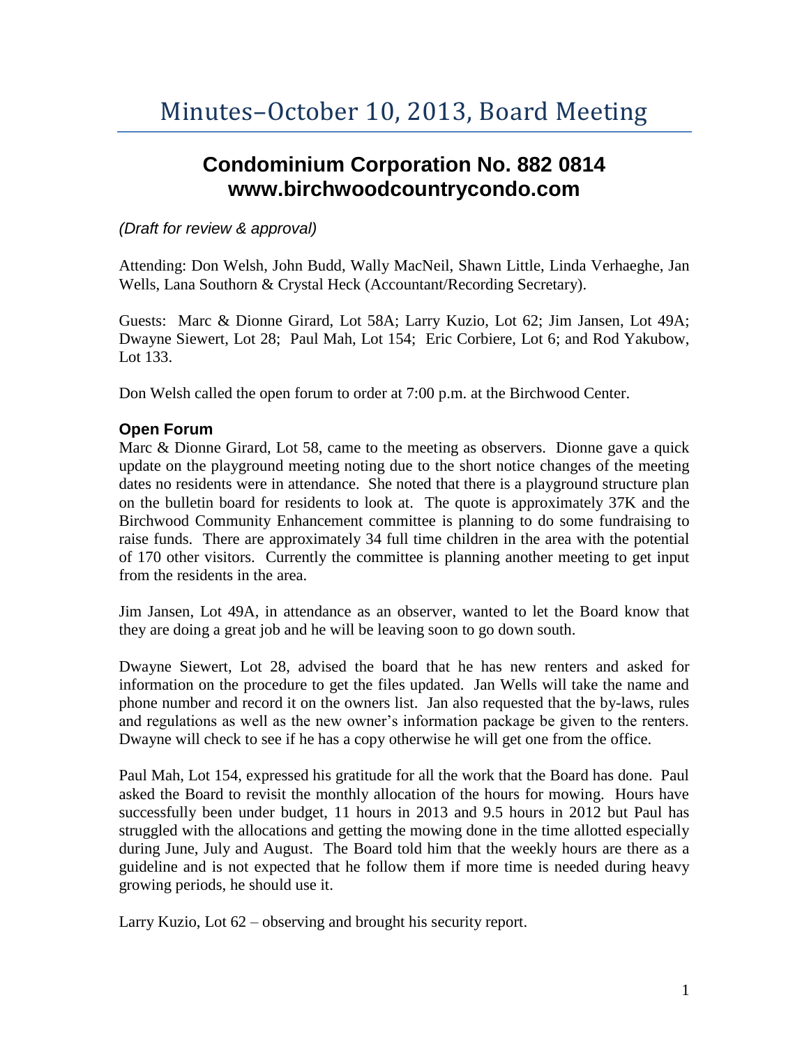# Minutes–October 10, 2013, Board Meeting

## Condominium Corporation No. 882 0814
## www.birchwoodcountrycondo.com

*(Draft for review & approval)*

Attending: Don Welsh, John Budd, Wally MacNeil, Shawn Little, Linda Verhaeghe, Jan Wells, Lana Southorn & Crystal Heck (Accountant/Recording Secretary).

Guests: Marc & Dionne Girard, Lot 58A; Larry Kuzio, Lot 62; Jim Jansen, Lot 49A; Dwayne Siewert, Lot 28; Paul Mah, Lot 154; Eric Corbiere, Lot 6; and Rod Yakubow, Lot 133.

Don Welsh called the open forum to order at 7:00 p.m. at the Birchwood Center.

### Open Forum

Marc & Dionne Girard, Lot 58, came to the meeting as observers. Dionne gave a quick update on the playground meeting noting due to the short notice changes of the meeting dates no residents were in attendance. She noted that there is a playground structure plan on the bulletin board for residents to look at. The quote is approximately 37K and the Birchwood Community Enhancement committee is planning to do some fundraising to raise funds. There are approximately 34 full time children in the area with the potential of 170 other visitors. Currently the committee is planning another meeting to get input from the residents in the area.

Jim Jansen, Lot 49A, in attendance as an observer, wanted to let the Board know that they are doing a great job and he will be leaving soon to go down south.

Dwayne Siewert, Lot 28, advised the board that he has new renters and asked for information on the procedure to get the files updated. Jan Wells will take the name and phone number and record it on the owners list. Jan also requested that the by-laws, rules and regulations as well as the new owner's information package be given to the renters. Dwayne will check to see if he has a copy otherwise he will get one from the office.

Paul Mah, Lot 154, expressed his gratitude for all the work that the Board has done. Paul asked the Board to revisit the monthly allocation of the hours for mowing. Hours have successfully been under budget, 11 hours in 2013 and 9.5 hours in 2012 but Paul has struggled with the allocations and getting the mowing done in the time allotted especially during June, July and August. The Board told him that the weekly hours are there as a guideline and is not expected that he follow them if more time is needed during heavy growing periods, he should use it.

Larry Kuzio, Lot 62 – observing and brought his security report.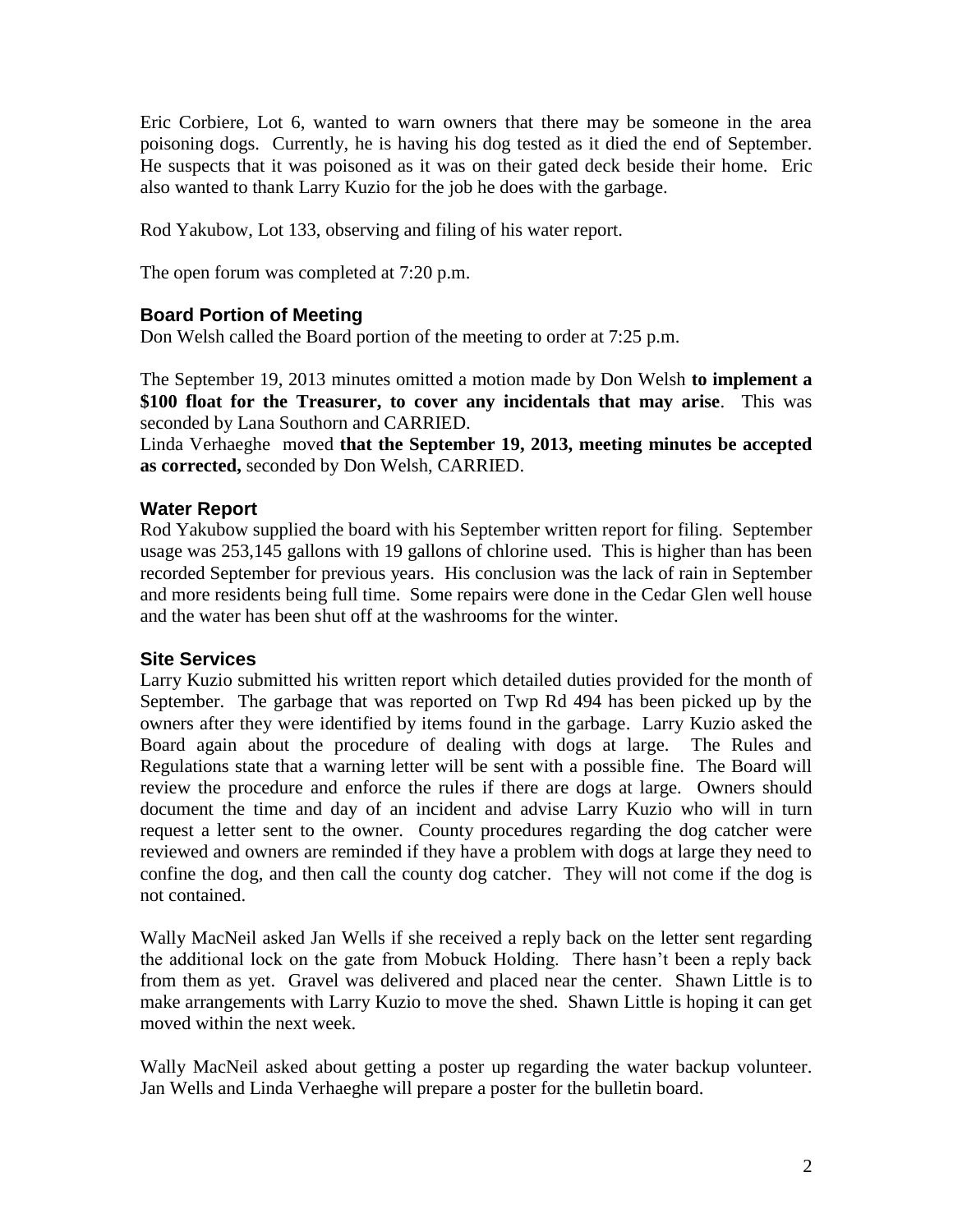Eric Corbiere, Lot 6, wanted to warn owners that there may be someone in the area poisoning dogs. Currently, he is having his dog tested as it died the end of September. He suspects that it was poisoned as it was on their gated deck beside their home. Eric also wanted to thank Larry Kuzio for the job he does with the garbage.

Rod Yakubow, Lot 133, observing and filing of his water report.

The open forum was completed at 7:20 p.m.

## Board Portion of Meeting

Don Welsh called the Board portion of the meeting to order at 7:25 p.m.

The September 19, 2013 minutes omitted a motion made by Don Welsh **to implement a $100 float for the Treasurer, to cover any incidentals that may arise**. This was seconded by Lana Southorn and CARRIED.

Linda Verhaeghe moved **that the September 19, 2013, meeting minutes be accepted as corrected,** seconded by Don Welsh, CARRIED.

## Water Report

Rod Yakubow supplied the board with his September written report for filing. September usage was 253,145 gallons with 19 gallons of chlorine used. This is higher than has been recorded September for previous years. His conclusion was the lack of rain in September and more residents being full time. Some repairs were done in the Cedar Glen well house and the water has been shut off at the washrooms for the winter.

## Site Services

Larry Kuzio submitted his written report which detailed duties provided for the month of September. The garbage that was reported on Twp Rd 494 has been picked up by the owners after they were identified by items found in the garbage. Larry Kuzio asked the Board again about the procedure of dealing with dogs at large. The Rules and Regulations state that a warning letter will be sent with a possible fine. The Board will review the procedure and enforce the rules if there are dogs at large. Owners should document the time and day of an incident and advise Larry Kuzio who will in turn request a letter sent to the owner. County procedures regarding the dog catcher were reviewed and owners are reminded if they have a problem with dogs at large they need to confine the dog, and then call the county dog catcher. They will not come if the dog is not contained.

Wally MacNeil asked Jan Wells if she received a reply back on the letter sent regarding the additional lock on the gate from Mobuck Holding. There hasn't been a reply back from them as yet. Gravel was delivered and placed near the center. Shawn Little is to make arrangements with Larry Kuzio to move the shed. Shawn Little is hoping it can get moved within the next week.

Wally MacNeil asked about getting a poster up regarding the water backup volunteer. Jan Wells and Linda Verhaeghe will prepare a poster for the bulletin board.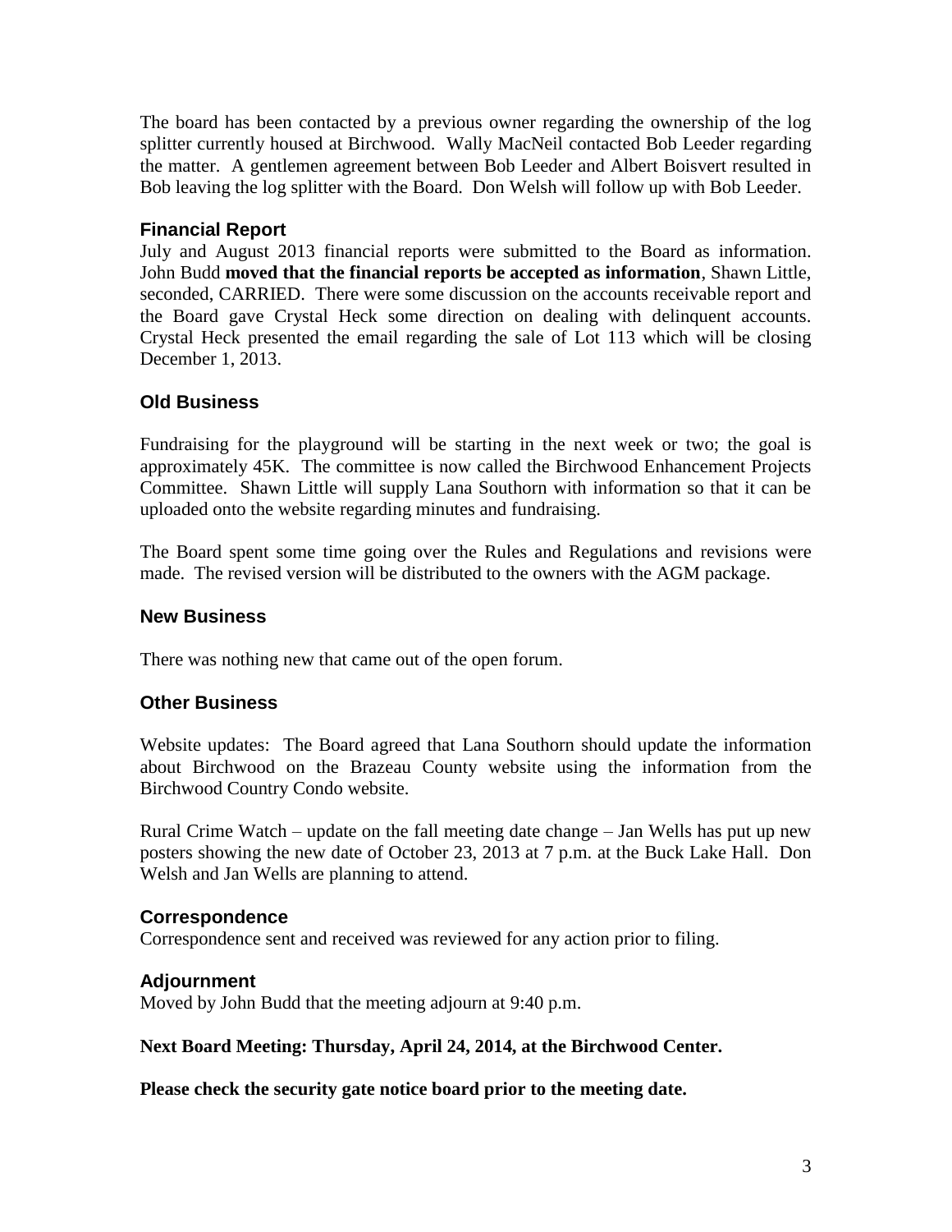The board has been contacted by a previous owner regarding the ownership of the log splitter currently housed at Birchwood. Wally MacNeil contacted Bob Leeder regarding the matter. A gentlemen agreement between Bob Leeder and Albert Boisvert resulted in Bob leaving the log splitter with the Board. Don Welsh will follow up with Bob Leeder.

## Financial Report

July and August 2013 financial reports were submitted to the Board as information. John Budd **moved that the financial reports be accepted as information**, Shawn Little, seconded, CARRIED. There were some discussion on the accounts receivable report and the Board gave Crystal Heck some direction on dealing with delinquent accounts. Crystal Heck presented the email regarding the sale of Lot 113 which will be closing December 1, 2013.

## Old Business

Fundraising for the playground will be starting in the next week or two; the goal is approximately 45K. The committee is now called the Birchwood Enhancement Projects Committee. Shawn Little will supply Lana Southorn with information so that it can be uploaded onto the website regarding minutes and fundraising.

The Board spent some time going over the Rules and Regulations and revisions were made. The revised version will be distributed to the owners with the AGM package.

## New Business

There was nothing new that came out of the open forum.

## Other Business

Website updates: The Board agreed that Lana Southorn should update the information about Birchwood on the Brazeau County website using the information from the Birchwood Country Condo website.

Rural Crime Watch – update on the fall meeting date change – Jan Wells has put up new posters showing the new date of October 23, 2013 at 7 p.m. at the Buck Lake Hall. Don Welsh and Jan Wells are planning to attend.

## Correspondence

Correspondence sent and received was reviewed for any action prior to filing.

## Adjournment

Moved by John Budd that the meeting adjourn at 9:40 p.m.

**Next Board Meeting: Thursday, April 24, 2014, at the Birchwood Center.**

**Please check the security gate notice board prior to the meeting date.**